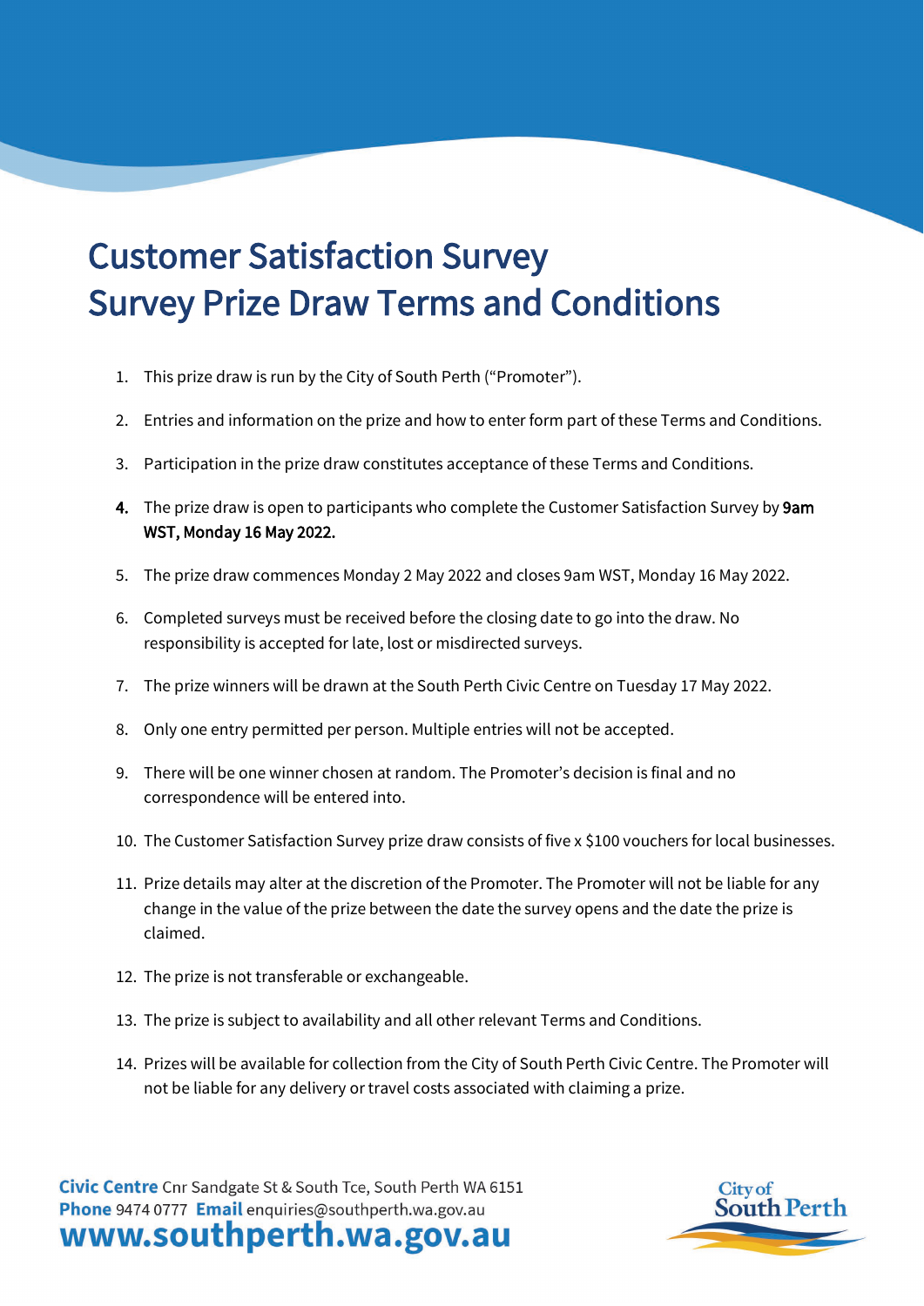# Customer Satisfaction Survey
# Survey Prize Draw Terms and Conditions

1. This prize draw is run by the City of South Perth ("Promoter").
2. Entries and information on the prize and how to enter form part of these Terms and Conditions.
3. Participation in the prize draw constitutes acceptance of these Terms and Conditions.
4. The prize draw is open to participants who complete the Customer Satisfaction Survey by **9am WST, Monday 16 May 2022.**
5. The prize draw commences Monday 2 May 2022 and closes 9am WST, Monday 16 May 2022.
6. Completed surveys must be received before the closing date to go into the draw. No responsibility is accepted for late, lost or misdirected surveys.
7. The prize winners will be drawn at the South Perth Civic Centre on Tuesday 17 May 2022.
8. Only one entry permitted per person. Multiple entries will not be accepted.
9. There will be one winner chosen at random. The Promoter's decision is final and no correspondence will be entered into.
10. The Customer Satisfaction Survey prize draw consists of five x $100 vouchers for local businesses.
11. Prize details may alter at the discretion of the Promoter. The Promoter will not be liable for any change in the value of the prize between the date the survey opens and the date the prize is claimed.
12. The prize is not transferable or exchangeable.
13. The prize is subject to availability and all other relevant Terms and Conditions.
14. Prizes will be available for collection from the City of South Perth Civic Centre. The Promoter will not be liable for any delivery or travel costs associated with claiming a prize.

**Civic Centre** Cnr Sandgate St & South Tce, South Perth WA 6151
**Phone** 9474 0777 **Email** enquiries@southperth.wa.gov.au
**www.southperth.wa.gov.au**

City of South Perth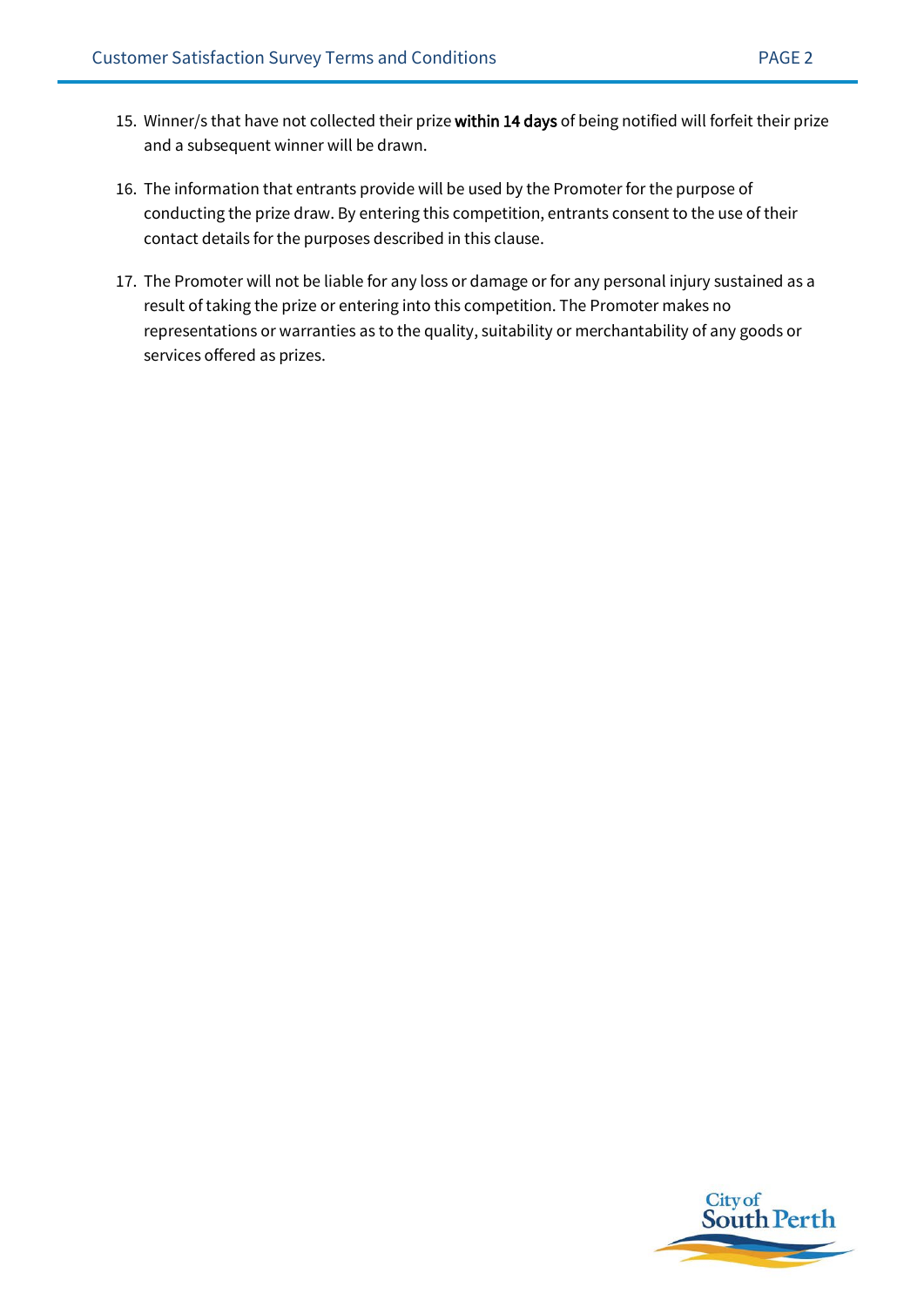15. Winner/s that have not collected their prize **within 14 days** of being notified will forfeit their prize and a subsequent winner will be drawn.

16. The information that entrants provide will be used by the Promoter for the purpose of conducting the prize draw. By entering this competition, entrants consent to the use of their contact details for the purposes described in this clause.

17. The Promoter will not be liable for any loss or damage or for any personal injury sustained as a result of taking the prize or entering into this competition. The Promoter makes no representations or warranties as to the quality, suitability or merchantability of any goods or services offered as prizes.